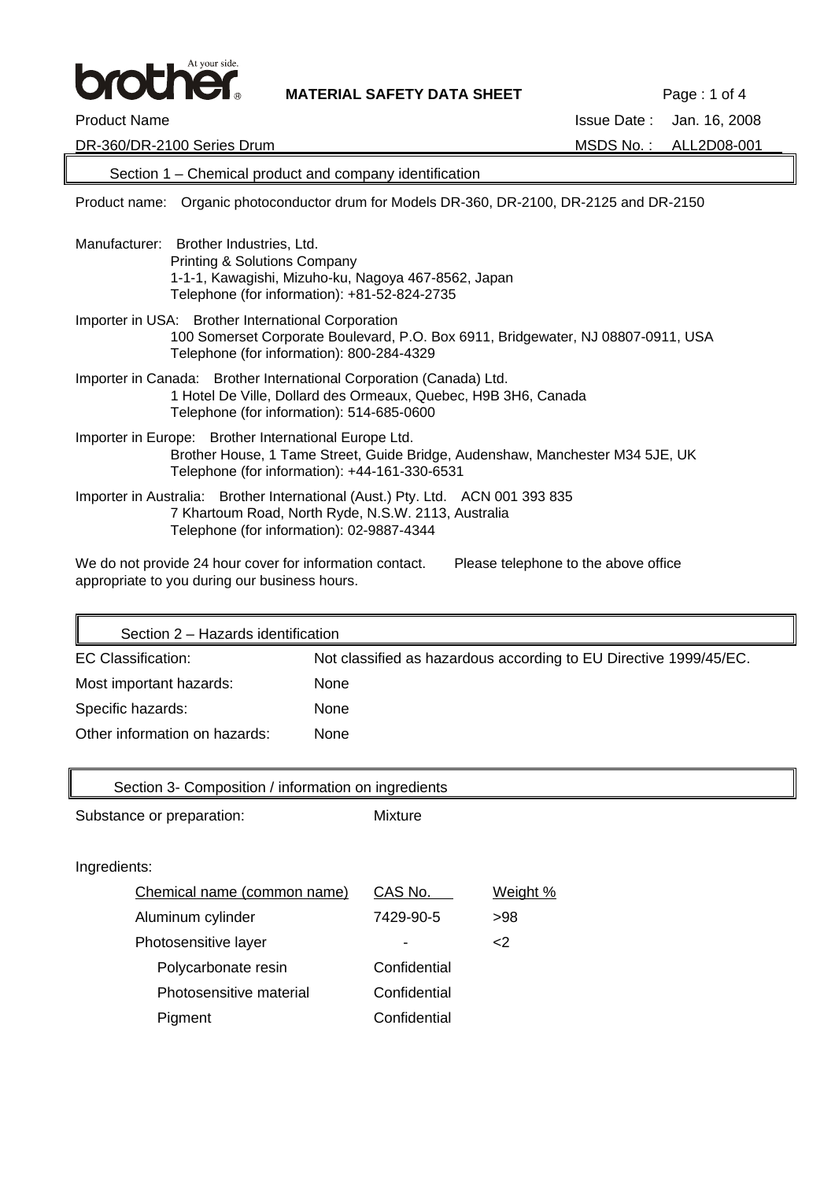**MATERIAL SAFETY DATA SHEET**

Product Name: DR-360/DR-2100 Series Drum

Issue Date : Jan. 16, 2008

MSDS No. : ALL2D08-001

## Section 1 – Chemical product and company identification

Product name: Organic photoconductor drum for Models DR-360, DR-2100, DR-2125 and DR-2150

Manufacturer: Brother Industries, Ltd.
Printing & Solutions Company
1-1-1, Kawagishi, Mizuho-ku, Nagoya 467-8562, Japan
Telephone (for information): +81-52-824-2735

Importer in USA: Brother International Corporation
100 Somerset Corporate Boulevard, P.O. Box 6911, Bridgewater, NJ 08807-0911, USA
Telephone (for information): 800-284-4329

Importer in Canada: Brother International Corporation (Canada) Ltd.
1 Hotel De Ville, Dollard des Ormeaux, Quebec, H9B 3H6, Canada
Telephone (for information): 514-685-0600

Importer in Europe: Brother International Europe Ltd.
Brother House, 1 Tame Street, Guide Bridge, Audenshaw, Manchester M34 5JE, UK
Telephone (for information): +44-161-330-6531

Importer in Australia: Brother International (Aust.) Pty. Ltd. ACN 001 393 835
7 Khartoum Road, North Ryde, N.S.W. 2113, Australia
Telephone (for information): 02-9887-4344

We do not provide 24 hour cover for information contact. Please telephone to the above office appropriate to you during our business hours.

## Section 2 – Hazards identification

| | |
|---|---|
| EC Classification: | Not classified as hazardous according to EU Directive 1999/45/EC. |
| Most important hazards: | None |
| Specific hazards: | None |
| Other information on hazards: | None |

## Section 3- Composition / information on ingredients

Substance or preparation: Mixture

Ingredients:

| Chemical name (common name) | CAS No. | Weight % |
|---|---|---|
| Aluminum cylinder | 7429-90-5 | >98 |
| Photosensitive layer | - | <2 |
| Polycarbonate resin | Confidential | |
| Photosensitive material | Confidential | |
| Pigment | Confidential | |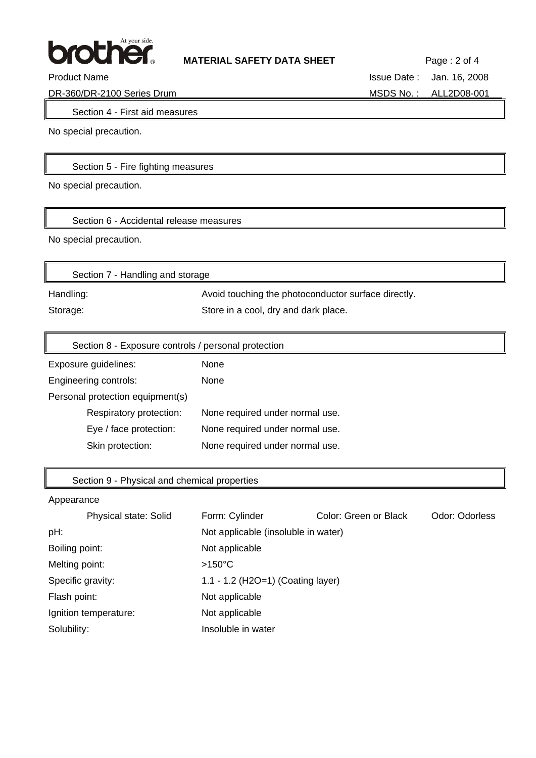## Section 4 - First aid measures

No special precaution.

## Section 5 - Fire fighting measures

No special precaution.

## Section 6 - Accidental release measures

No special precaution.

## Section 7 - Handling and storage

| | |
|---|---|
| Handling: | Avoid touching the photoconductor surface directly. |
| Storage: | Store in a cool, dry and dark place. |

## Section 8 - Exposure controls / personal protection

| | |
|---|---|
| Exposure guidelines: | None |
| Engineering controls: | None |
| Personal protection equipment(s) | |
| Respiratory protection: | None required under normal use. |
| Eye / face protection: | None required under normal use. |
| Skin protection: | None required under normal use. |

## Section 9 - Physical and chemical properties

Appearance

| | | | |
|---|---|---|---|
| Physical state: Solid | Form: Cylinder | Color: Green or Black | Odor: Odorless |

| | |
|---|---|
| pH: | Not applicable (insoluble in water) |
| Boiling point: | Not applicable |
| Melting point: | >150°C |
| Specific gravity: | 1.1 - 1.2 ($H_2O$=1) (Coating layer) |
| Flash point: | Not applicable |
| Ignition temperature: | Not applicable |
| Solubility: | Insoluble in water |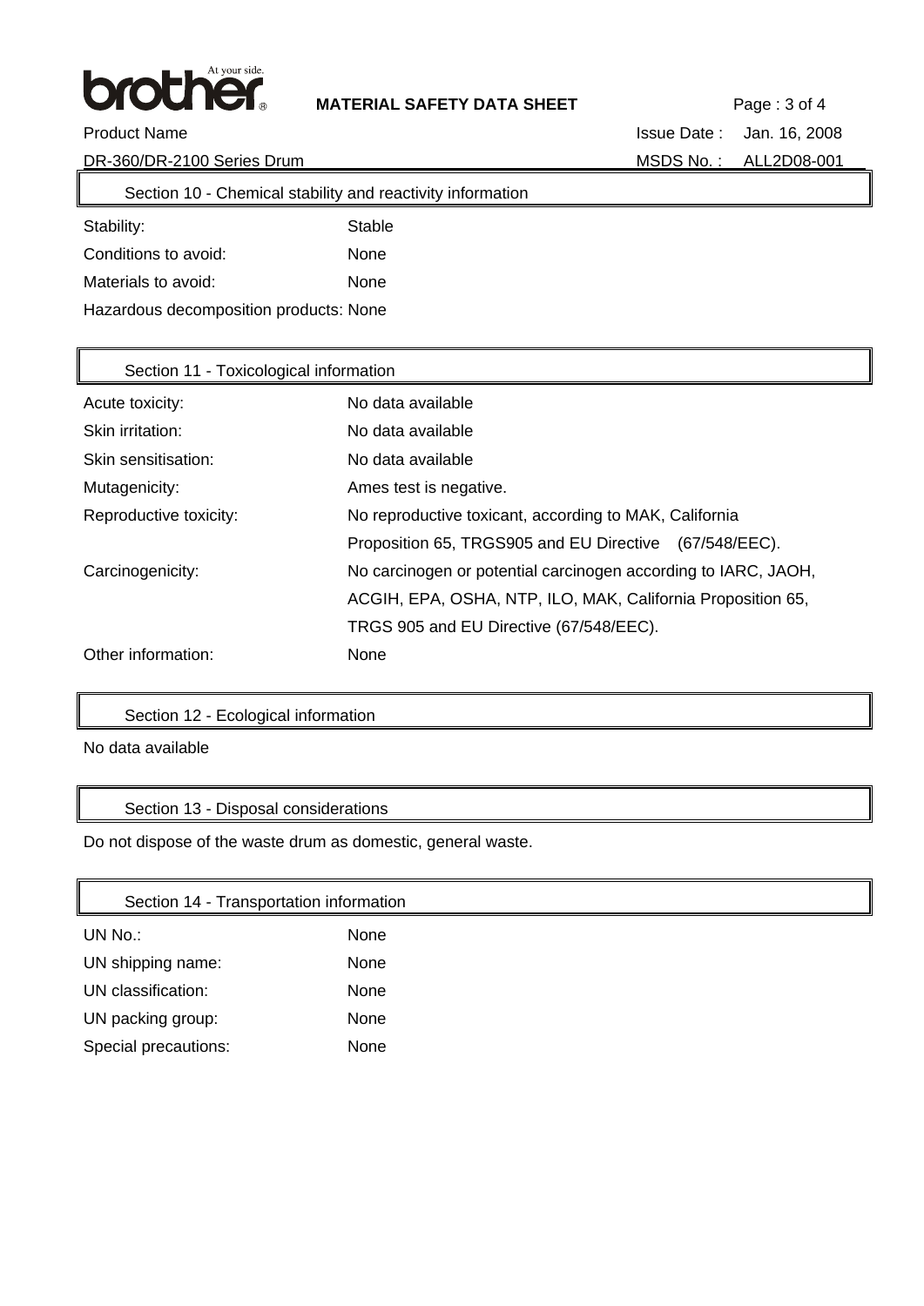## Section 10 - Chemical stability and reactivity information

| | |
|---|---|
| Stability: | Stable |
| Conditions to avoid: | None |
| Materials to avoid: | None |
| Hazardous decomposition products: | None |

## Section 11 - Toxicological information

| | |
|---|---|
| Acute toxicity: | No data available |
| Skin irritation: | No data available |
| Skin sensitisation: | No data available |
| Mutagenicity: | Ames test is negative. |
| Reproductive toxicity: | No reproductive toxicant, according to MAK, California Proposition 65, TRGS905 and EU Directive (67/548/EEC). |
| Carcinogenicity: | No carcinogen or potential carcinogen according to IARC, JAOH, ACGIH, EPA, OSHA, NTP, ILO, MAK, California Proposition 65, TRGS 905 and EU Directive (67/548/EEC). |
| Other information: | None |

## Section 12 - Ecological information

No data available

## Section 13 - Disposal considerations

Do not dispose of the waste drum as domestic, general waste.

## Section 14 - Transportation information

| | |
|---|---|
| UN No.: | None |
| UN shipping name: | None |
| UN classification: | None |
| UN packing group: | None |
| Special precautions: | None |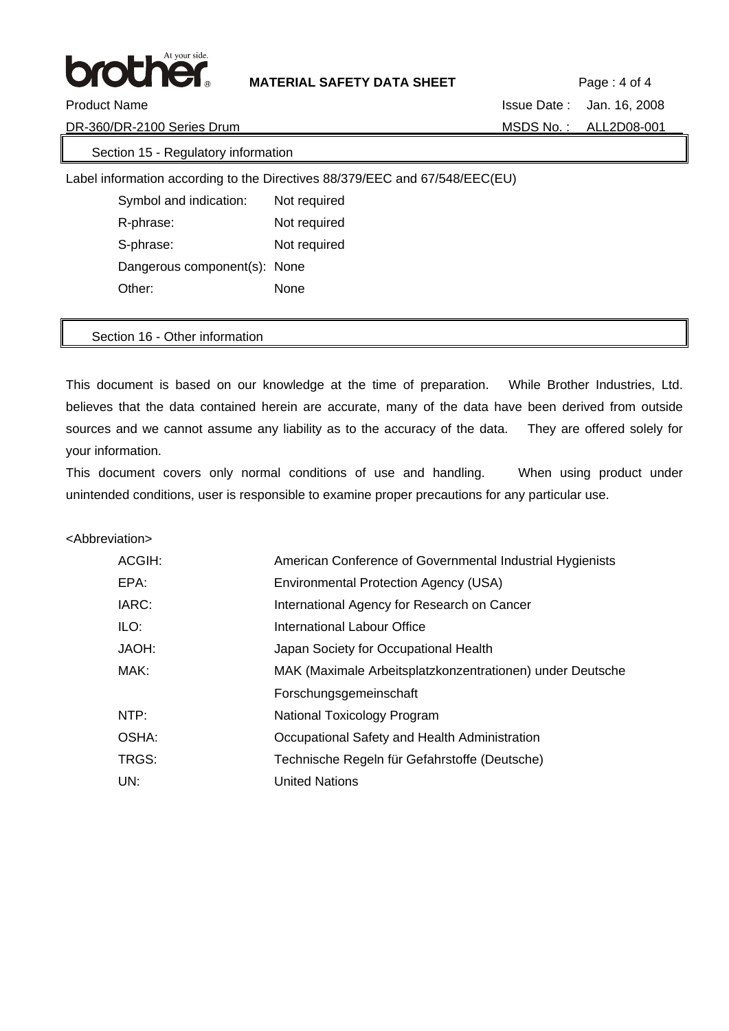## Section 15 - Regulatory information

Label information according to the Directives 88/379/EEC and 67/548/EEC(EU)

| | |
|---|---|
| Symbol and indication: | Not required |
| R-phrase: | Not required |
| S-phrase: | Not required |
| Dangerous component(s): | None |
| Other: | None |

## Section 16 - Other information

This document is based on our knowledge at the time of preparation. While Brother Industries, Ltd. believes that the data contained herein are accurate, many of the data have been derived from outside sources and we cannot assume any liability as to the accuracy of the data. They are offered solely for your information.

This document covers only normal conditions of use and handling. When using product under unintended conditions, user is responsible to examine proper precautions for any particular use.

<Abbreviation>

| | |
|---|---|
| ACGIH: | American Conference of Governmental Industrial Hygienists |
| EPA: | Environmental Protection Agency (USA) |
| IARC: | International Agency for Research on Cancer |
| ILO: | International Labour Office |
| JAOH: | Japan Society for Occupational Health |
| MAK: | MAK (Maximale Arbeitsplatzkonzentrationen) under Deutsche Forschungsgemeinschaft |
| NTP: | National Toxicology Program |
| OSHA: | Occupational Safety and Health Administration |
| TRGS: | Technische Regeln für Gefahrstoffe (Deutsche) |
| UN: | United Nations |